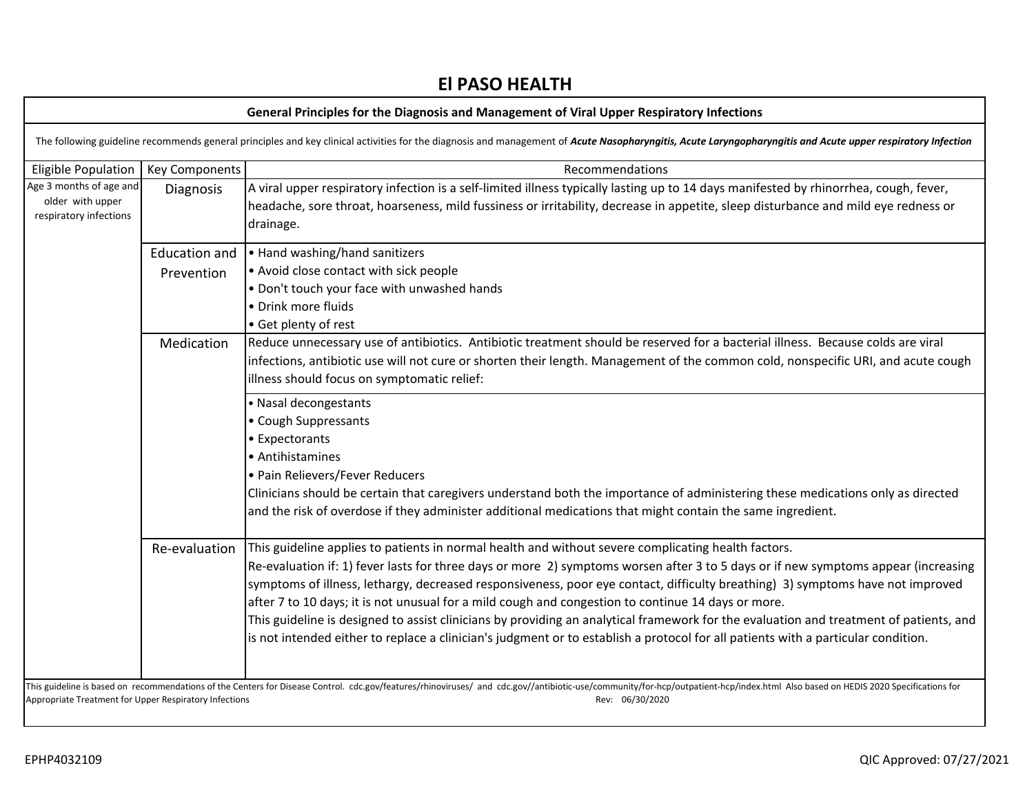# El PASO HEALTH

## General Principles for the Diagnosis and Management of Viral Upper Respiratory Infections

The following guideline recommends general principles and key clinical activities for the diagnosis and management of ***Acute Nasopharyngitis, Acute Laryngopharyngitis and Acute upper respiratory Infection***

| Eligible Population | Key Components | Recommendations |
|---|---|---|
| Age 3 months of age and older with upper respiratory infections | Diagnosis | A viral upper respiratory infection is a self-limited illness typically lasting up to 14 days manifested by rhinorrhea, cough, fever, headache, sore throat, hoarseness, mild fussiness or irritability, decrease in appetite, sleep disturbance and mild eye redness or drainage. |
| | Education and Prevention | • Hand washing/hand sanitizers<br>• Avoid close contact with sick people<br>• Don't touch your face with unwashed hands<br>• Drink more fluids<br>• Get plenty of rest |
| | Medication | Reduce unnecessary use of antibiotics. Antibiotic treatment should be reserved for a bacterial illness. Because colds are viral infections, antibiotic use will not cure or shorten their length. Management of the common cold, nonspecific URI, and acute cough illness should focus on symptomatic relief: |
| | | • Nasal decongestants<br>• Cough Suppressants<br>• Expectorants<br>• Antihistamines<br>• Pain Relievers/Fever Reducers<br>Clinicians should be certain that caregivers understand both the importance of administering these medications only as directed and the risk of overdose if they administer additional medications that might contain the same ingredient. |
| | Re-evaluation | This guideline applies to patients in normal health and without severe complicating health factors.<br>Re-evaluation if: 1) fever lasts for three days or more 2) symptoms worsen after 3 to 5 days or if new symptoms appear (increasing symptoms of illness, lethargy, decreased responsiveness, poor eye contact, difficulty breathing) 3) symptoms have not improved after 7 to 10 days; it is not unusual for a mild cough and congestion to continue 14 days or more.<br>This guideline is designed to assist clinicians by providing an analytical framework for the evaluation and treatment of patients, and is not intended either to replace a clinician's judgment or to establish a protocol for all patients with a particular condition. |

This guideline is based on recommendations of the Centers for Disease Control. cdc.gov/features/rhinoviruses/ and cdc.gov//antibiotic-use/community/for-hcp/outpatient-hcp/index.html Also based on HEDIS 2020 Specifications for Appropriate Treatment for Upper Respiratory Infections Rev: 06/30/2020

EPHP4032109 QIC Approved: 07/27/2021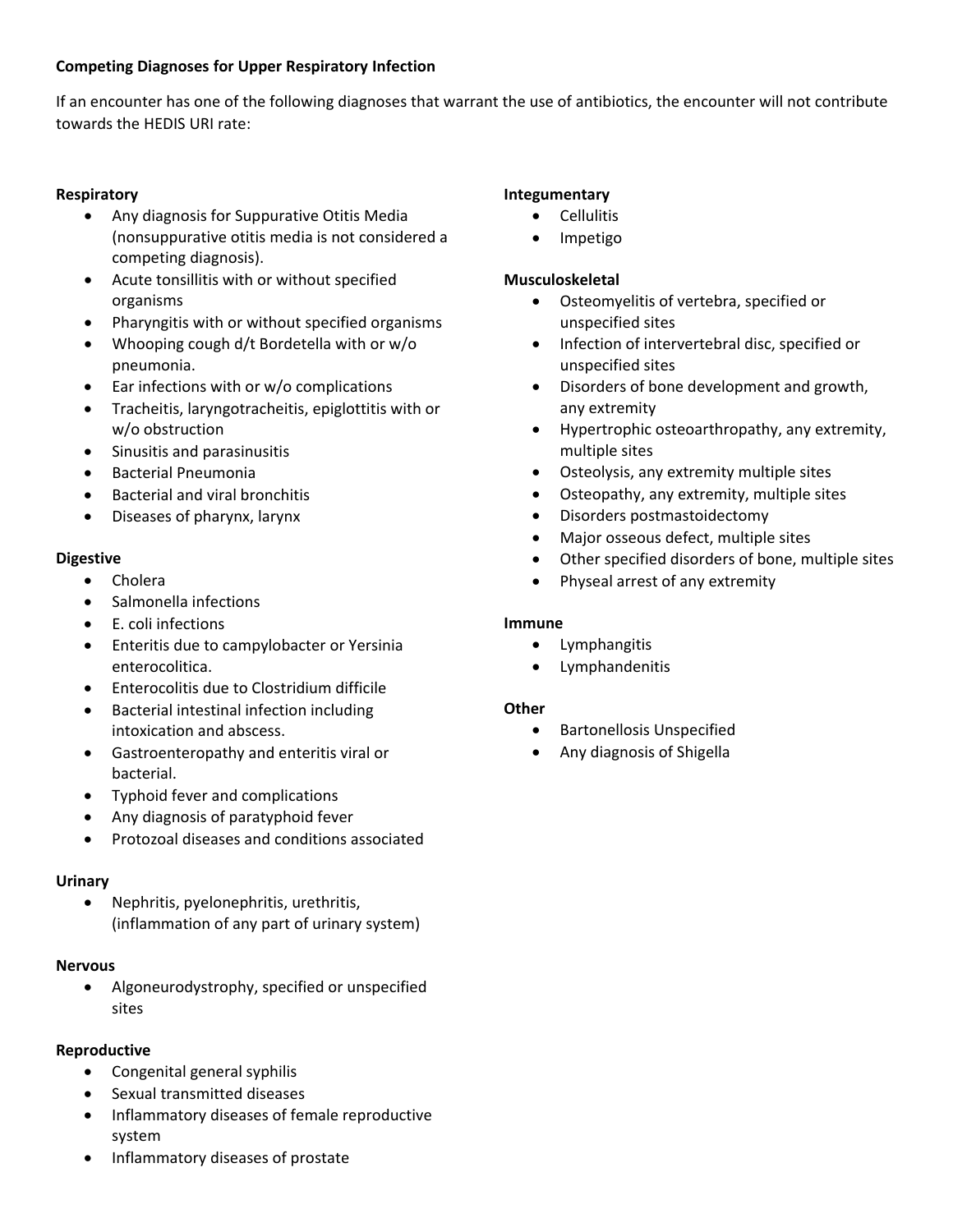**Competing Diagnoses for Upper Respiratory Infection**

If an encounter has one of the following diagnoses that warrant the use of antibiotics, the encounter will not contribute towards the HEDIS URI rate:

**Respiratory**

- Any diagnosis for Suppurative Otitis Media (nonsuppurative otitis media is not considered a competing diagnosis).
- Acute tonsillitis with or without specified organisms
- Pharyngitis with or without specified organisms
- Whooping cough d/t Bordetella with or w/o pneumonia.
- Ear infections with or w/o complications
- Tracheitis, laryngotracheitis, epiglottitis with or w/o obstruction
- Sinusitis and parasinusitis
- Bacterial Pneumonia
- Bacterial and viral bronchitis
- Diseases of pharynx, larynx

**Digestive**

- Cholera
- Salmonella infections
- E. coli infections
- Enteritis due to campylobacter or Yersinia enterocolitica.
- Enterocolitis due to Clostridium difficile
- Bacterial intestinal infection including intoxication and abscess.
- Gastroenteropathy and enteritis viral or bacterial.
- Typhoid fever and complications
- Any diagnosis of paratyphoid fever
- Protozoal diseases and conditions associated

**Urinary**

- Nephritis, pyelonephritis, urethritis, (inflammation of any part of urinary system)

**Nervous**

- Algoneurodystrophy, specified or unspecified sites

**Reproductive**

- Congenital general syphilis
- Sexual transmitted diseases
- Inflammatory diseases of female reproductive system
- Inflammatory diseases of prostate

**Integumentary**

- Cellulitis
- Impetigo

**Musculoskeletal**

- Osteomyelitis of vertebra, specified or unspecified sites
- Infection of intervertebral disc, specified or unspecified sites
- Disorders of bone development and growth, any extremity
- Hypertrophic osteoarthropathy, any extremity, multiple sites
- Osteolysis, any extremity multiple sites
- Osteopathy, any extremity, multiple sites
- Disorders postmastoidectomy
- Major osseous defect, multiple sites
- Other specified disorders of bone, multiple sites
- Physeal arrest of any extremity

**Immune**

- Lymphangitis
- Lymphandenitis

**Other**

- Bartonellosis Unspecified
- Any diagnosis of Shigella